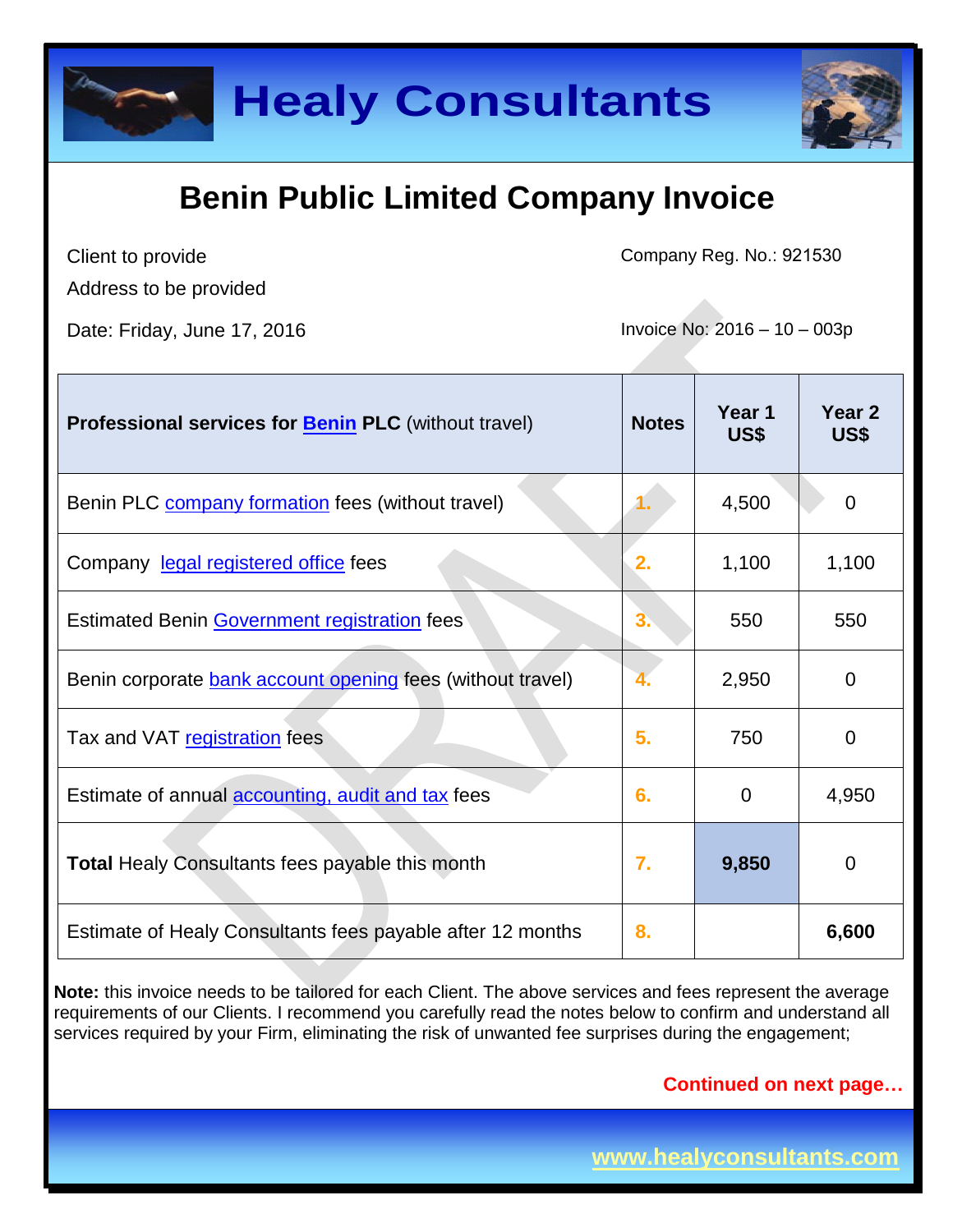# Healy Consultants

## Benin Public Limited Company Invoice

Client to provide

Address to be provided

Date: Friday, June 17, 2016

Company Reg. No.: 921530

Invoice No: 2016 – 10 – 003p

| **Professional services for Benin PLC** (without travel) | **Notes** | **Year 1 US$** | **Year 2 US$** |
|---|---|---|---|
| Benin PLC company formation fees (without travel) | 1. | 4,500 | 0 |
| Company legal registered office fees | 2. | 1,100 | 1,100 |
| Estimated Benin Government registration fees | 3. | 550 | 550 |
| Benin corporate bank account opening fees (without travel) | 4. | 2,950 | 0 |
| Tax and VAT registration fees | 5. | 750 | 0 |
| Estimate of annual accounting, audit and tax fees | 6. | 0 | 4,950 |
| **Total** Healy Consultants fees payable this month | 7. | **9,850** | 0 |
| Estimate of Healy Consultants fees payable after 12 months | 8. | | **6,600** |

**Note:** this invoice needs to be tailored for each Client. The above services and fees represent the average requirements of our Clients. I recommend you carefully read the notes below to confirm and understand all services required by your Firm, eliminating the risk of unwanted fee surprises during the engagement;

**Continued on next page…**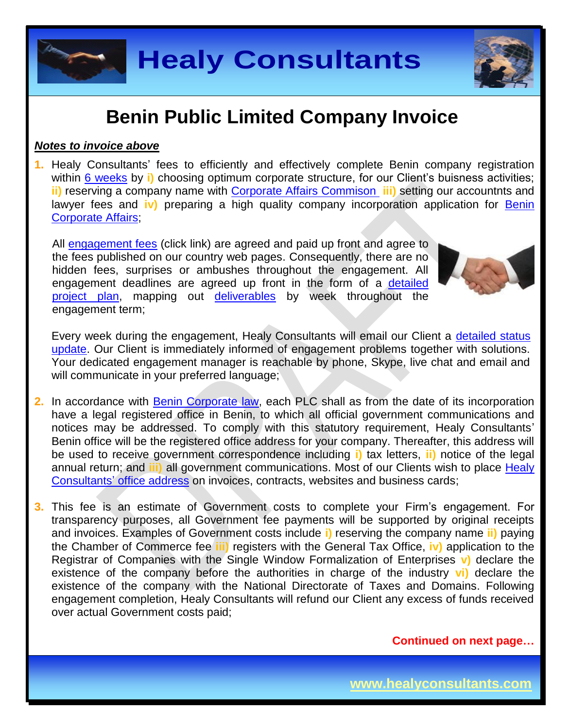# Benin Public Limited Company Invoice

***Notes to invoice above***

1. Healy Consultants' fees to efficiently and effectively complete Benin company registration within 6 weeks by **i)** choosing optimum corporate structure, for our Client's buisness activities; **ii)** reserving a company name with Corporate Affairs Commison **iii)** setting our accountnts and lawyer fees and **iv)** preparing a high quality company incorporation application for Benin Corporate Affairs;

   All engagement fees (click link) are agreed and paid up front and agree to the fees published on our country web pages. Consequently, there are no hidden fees, surprises or ambushes throughout the engagement. All engagement deadlines are agreed up front in the form of a detailed project plan, mapping out deliverables by week throughout the engagement term;

   Every week during the engagement, Healy Consultants will email our Client a detailed status update. Our Client is immediately informed of engagement problems together with solutions. Your dedicated engagement manager is reachable by phone, Skype, live chat and email and will communicate in your preferred language;

2. In accordance with Benin Corporate law, each PLC shall as from the date of its incorporation have a legal registered office in Benin, to which all official government communications and notices may be addressed. To comply with this statutory requirement, Healy Consultants' Benin office will be the registered office address for your company. Thereafter, this address will be used to receive government correspondence including **i)** tax letters, **ii)** notice of the legal annual return; and **iii)** all government communications. Most of our Clients wish to place Healy Consultants' office address on invoices, contracts, websites and business cards;

3. This fee is an estimate of Government costs to complete your Firm's engagement. For transparency purposes, all Government fee payments will be supported by original receipts and invoices. Examples of Government costs include **i)** reserving the company name **ii)** paying the Chamber of Commerce fee **iii)** registers with the General Tax Office, **iv)** application to the Registrar of Companies with the Single Window Formalization of Enterprises **v)** declare the existence of the company before the authorities in charge of the industry **vi)** declare the existence of the company with the National Directorate of Taxes and Domains. Following engagement completion, Healy Consultants will refund our Client any excess of funds received over actual Government costs paid;

**Continued on next page…**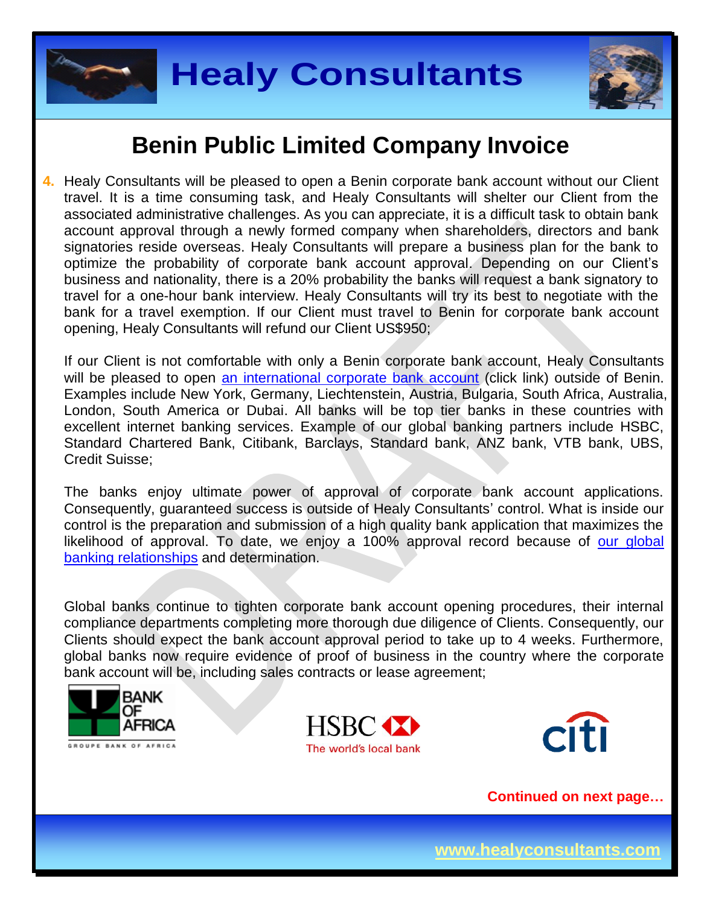# Benin Public Limited Company Invoice

4. Healy Consultants will be pleased to open a Benin corporate bank account without our Client travel. It is a time consuming task, and Healy Consultants will shelter our Client from the associated administrative challenges. As you can appreciate, it is a difficult task to obtain bank account approval through a newly formed company when shareholders, directors and bank signatories reside overseas. Healy Consultants will prepare a business plan for the bank to optimize the probability of corporate bank account approval. Depending on our Client's business and nationality, there is a 20% probability the banks will request a bank signatory to travel for a one-hour bank interview. Healy Consultants will try its best to negotiate with the bank for a travel exemption. If our Client must travel to Benin for corporate bank account opening, Healy Consultants will refund our Client US$950;

   If our Client is not comfortable with only a Benin corporate bank account, Healy Consultants will be pleased to open an international corporate bank account (click link) outside of Benin. Examples include New York, Germany, Liechtenstein, Austria, Bulgaria, South Africa, Australia, London, South America or Dubai. All banks will be top tier banks in these countries with excellent internet banking services. Example of our global banking partners include HSBC, Standard Chartered Bank, Citibank, Barclays, Standard bank, ANZ bank, VTB bank, UBS, Credit Suisse;

   The banks enjoy ultimate power of approval of corporate bank account applications. Consequently, guaranteed success is outside of Healy Consultants' control. What is inside our control is the preparation and submission of a high quality bank application that maximizes the likelihood of approval. To date, we enjoy a 100% approval record because of our global banking relationships and determination.

   Global banks continue to tighten corporate bank account opening procedures, their internal compliance departments completing more thorough due diligence of Clients. Consequently, our Clients should expect the bank account approval period to take up to 4 weeks. Furthermore, global banks now require evidence of proof of business in the country where the corporate bank account will be, including sales contracts or lease agreement;

**Continued on next page…**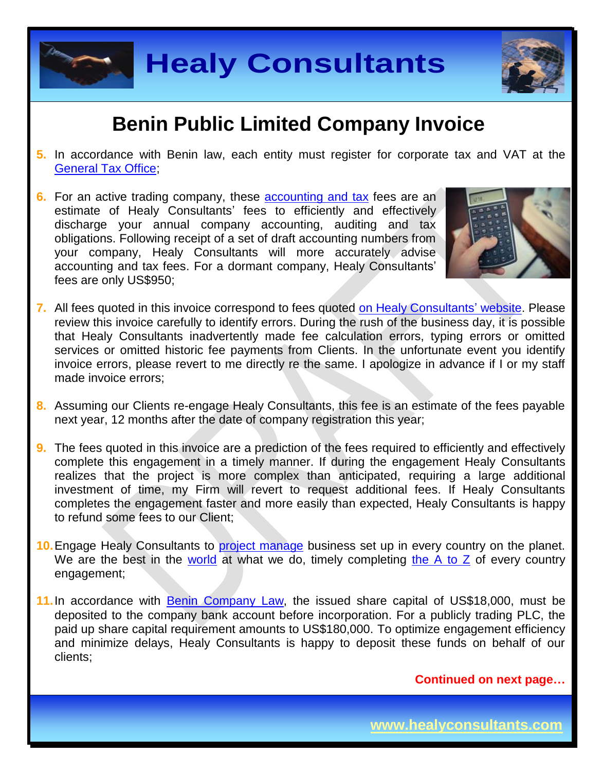# Benin Public Limited Company Invoice

5. In accordance with Benin law, each entity must register for corporate tax and VAT at the General Tax Office;

6. For an active trading company, these accounting and tax fees are an estimate of Healy Consultants' fees to efficiently and effectively discharge your annual company accounting, auditing and tax obligations. Following receipt of a set of draft accounting numbers from your company, Healy Consultants will more accurately advise accounting and tax fees. For a dormant company, Healy Consultants' fees are only US$950;

7. All fees quoted in this invoice correspond to fees quoted on Healy Consultants' website. Please review this invoice carefully to identify errors. During the rush of the business day, it is possible that Healy Consultants inadvertently made fee calculation errors, typing errors or omitted services or omitted historic fee payments from Clients. In the unfortunate event you identify invoice errors, please revert to me directly re the same. I apologize in advance if I or my staff made invoice errors;

8. Assuming our Clients re-engage Healy Consultants, this fee is an estimate of the fees payable next year, 12 months after the date of company registration this year;

9. The fees quoted in this invoice are a prediction of the fees required to efficiently and effectively complete this engagement in a timely manner. If during the engagement Healy Consultants realizes that the project is more complex than anticipated, requiring a large additional investment of time, my Firm will revert to request additional fees. If Healy Consultants completes the engagement faster and more easily than expected, Healy Consultants is happy to refund some fees to our Client;

10. Engage Healy Consultants to project manage business set up in every country on the planet. We are the best in the world at what we do, timely completing the A to Z of every country engagement;

11. In accordance with Benin Company Law, the issued share capital of US$18,000, must be deposited to the company bank account before incorporation. For a publicly trading PLC, the paid up share capital requirement amounts to US$180,000. To optimize engagement efficiency and minimize delays, Healy Consultants is happy to deposit these funds on behalf of our clients;

**Continued on next page…**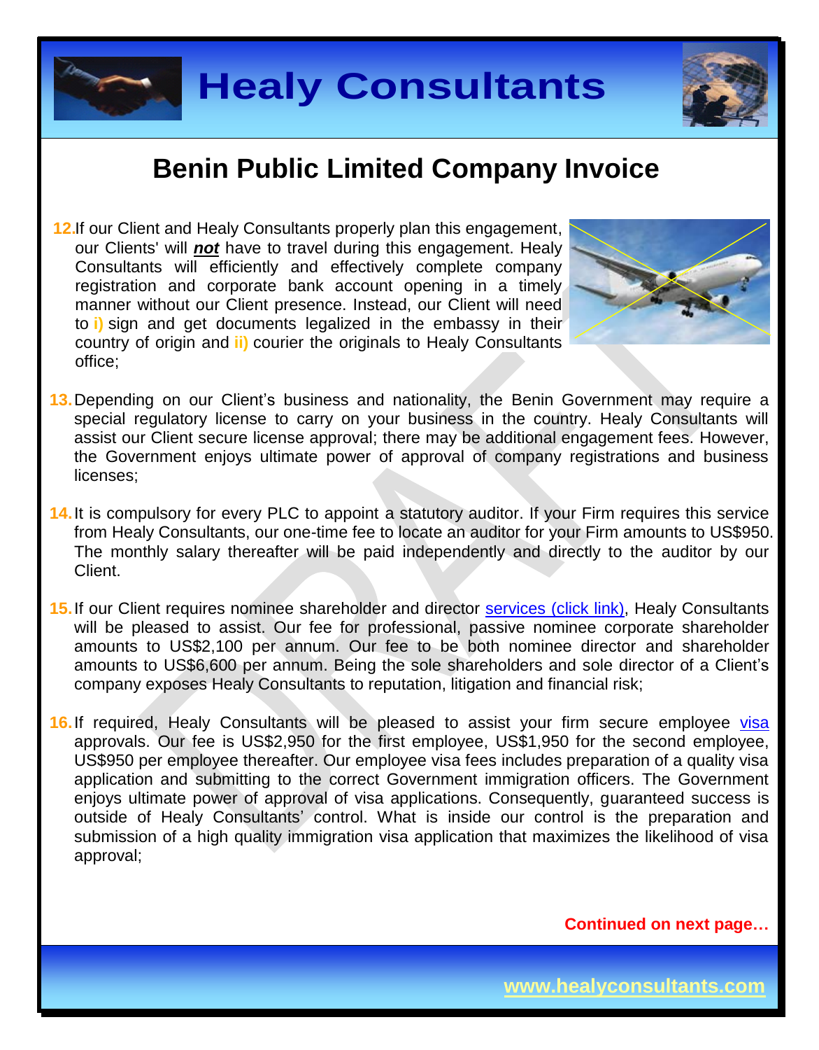# Benin Public Limited Company Invoice

12. If our Client and Healy Consultants properly plan this engagement, our Clients' will ***not*** have to travel during this engagement. Healy Consultants will efficiently and effectively complete company registration and corporate bank account opening in a timely manner without our Client presence. Instead, our Client will need to **i)** sign and get documents legalized in the embassy in their country of origin and **ii)** courier the originals to Healy Consultants office;

13. Depending on our Client's business and nationality, the Benin Government may require a special regulatory license to carry on your business in the country. Healy Consultants will assist our Client secure license approval; there may be additional engagement fees. However, the Government enjoys ultimate power of approval of company registrations and business licenses;

14. It is compulsory for every PLC to appoint a statutory auditor. If your Firm requires this service from Healy Consultants, our one-time fee to locate an auditor for your Firm amounts to US$950. The monthly salary thereafter will be paid independently and directly to the auditor by our Client.

15. If our Client requires nominee shareholder and director services (click link), Healy Consultants will be pleased to assist. Our fee for professional, passive nominee corporate shareholder amounts to US$2,100 per annum. Our fee to be both nominee director and shareholder amounts to US$6,600 per annum. Being the sole shareholders and sole director of a Client's company exposes Healy Consultants to reputation, litigation and financial risk;

16. If required, Healy Consultants will be pleased to assist your firm secure employee visa approvals. Our fee is US$2,950 for the first employee, US$1,950 for the second employee, US$950 per employee thereafter. Our employee visa fees includes preparation of a quality visa application and submitting to the correct Government immigration officers. The Government enjoys ultimate power of approval of visa applications. Consequently, guaranteed success is outside of Healy Consultants' control. What is inside our control is the preparation and submission of a high quality immigration visa application that maximizes the likelihood of visa approval;

**Continued on next page…**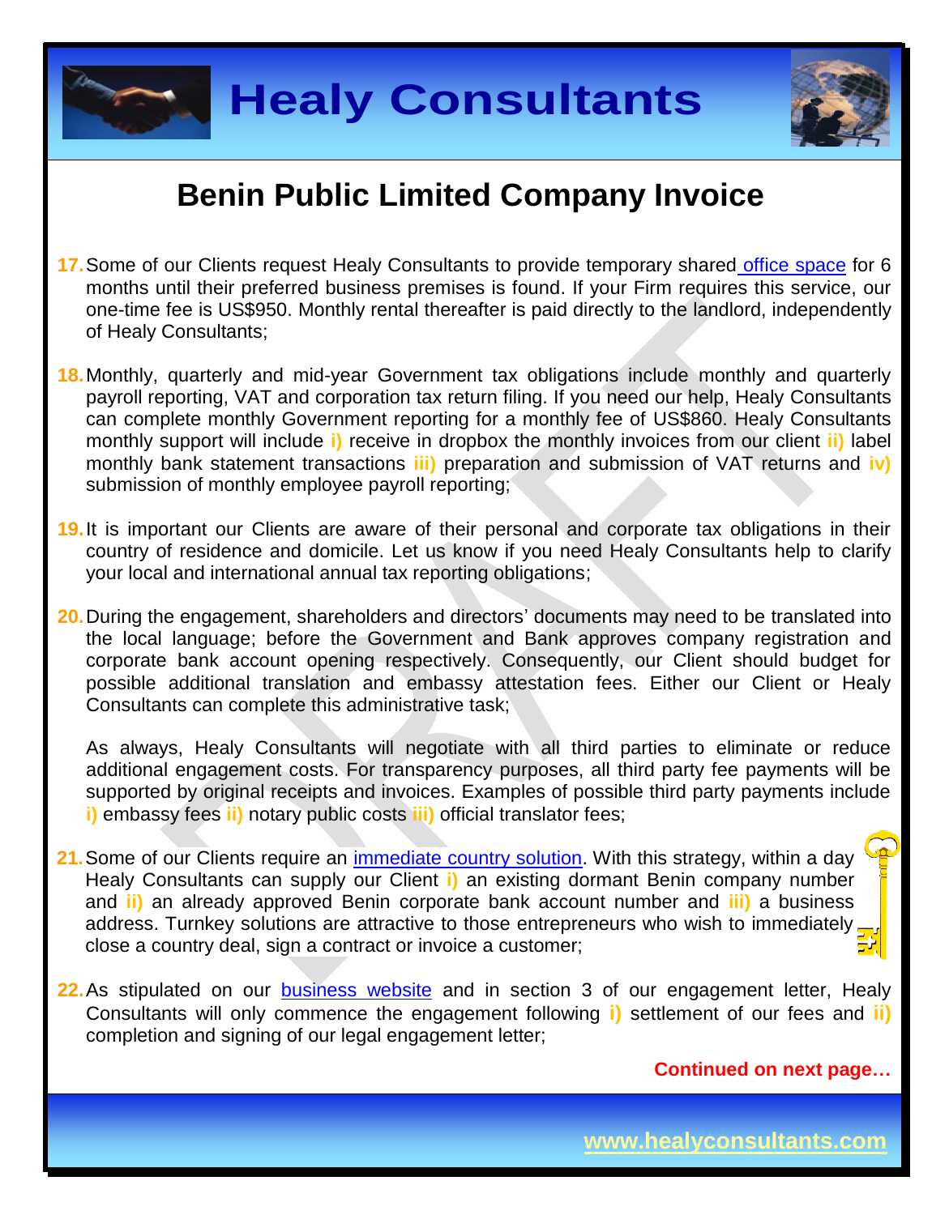# Benin Public Limited Company Invoice

17. Some of our Clients request Healy Consultants to provide temporary shared office space for 6 months until their preferred business premises is found. If your Firm requires this service, our one-time fee is US$950. Monthly rental thereafter is paid directly to the landlord, independently of Healy Consultants;

18. Monthly, quarterly and mid-year Government tax obligations include monthly and quarterly payroll reporting, VAT and corporation tax return filing. If you need our help, Healy Consultants can complete monthly Government reporting for a monthly fee of US$860. Healy Consultants monthly support will include **i)** receive in dropbox the monthly invoices from our client **ii)** label monthly bank statement transactions **iii)** preparation and submission of VAT returns and **iv)** submission of monthly employee payroll reporting;

19. It is important our Clients are aware of their personal and corporate tax obligations in their country of residence and domicile. Let us know if you need Healy Consultants help to clarify your local and international annual tax reporting obligations;

20. During the engagement, shareholders and directors' documents may need to be translated into the local language; before the Government and Bank approves company registration and corporate bank account opening respectively. Consequently, our Client should budget for possible additional translation and embassy attestation fees. Either our Client or Healy Consultants can complete this administrative task;

    As always, Healy Consultants will negotiate with all third parties to eliminate or reduce additional engagement costs. For transparency purposes, all third party fee payments will be supported by original receipts and invoices. Examples of possible third party payments include **i)** embassy fees **ii)** notary public costs **iii)** official translator fees;

21. Some of our Clients require an immediate country solution. With this strategy, within a day Healy Consultants can supply our Client **i)** an existing dormant Benin company number and **ii)** an already approved Benin corporate bank account number and **iii)** a business address. Turnkey solutions are attractive to those entrepreneurs who wish to immediately close a country deal, sign a contract or invoice a customer;

22. As stipulated on our business website and in section 3 of our engagement letter, Healy Consultants will only commence the engagement following **i)** settlement of our fees and **ii)** completion and signing of our legal engagement letter;

**Continued on next page…**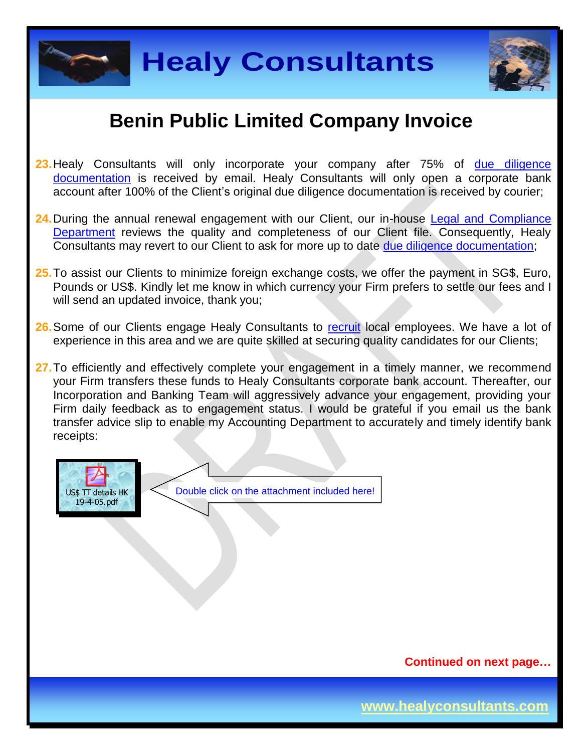# Benin Public Limited Company Invoice

23. Healy Consultants will only incorporate your company after 75% of [due diligence documentation] is received by email. Healy Consultants will only open a corporate bank account after 100% of the Client's original due diligence documentation is received by courier;

24. During the annual renewal engagement with our Client, our in-house [Legal and Compliance Department] reviews the quality and completeness of our Client file. Consequently, Healy Consultants may revert to our Client to ask for more up to date [due diligence documentation];

25. To assist our Clients to minimize foreign exchange costs, we offer the payment in SG$, Euro, Pounds or US$. Kindly let me know in which currency your Firm prefers to settle our fees and I will send an updated invoice, thank you;

26. Some of our Clients engage Healy Consultants to [recruit] local employees. We have a lot of experience in this area and we are quite skilled at securing quality candidates for our Clients;

27. To efficiently and effectively complete your engagement in a timely manner, we recommend your Firm transfers these funds to Healy Consultants corporate bank account. Thereafter, our Incorporation and Banking Team will aggressively advance your engagement, providing your Firm daily feedback as to engagement status. I would be grateful if you email us the bank transfer advice slip to enable my Accounting Department to accurately and timely identify bank receipts:

US$ TT details HK 19-4-05.pdf

Double click on the attachment included here!

**Continued on next page…**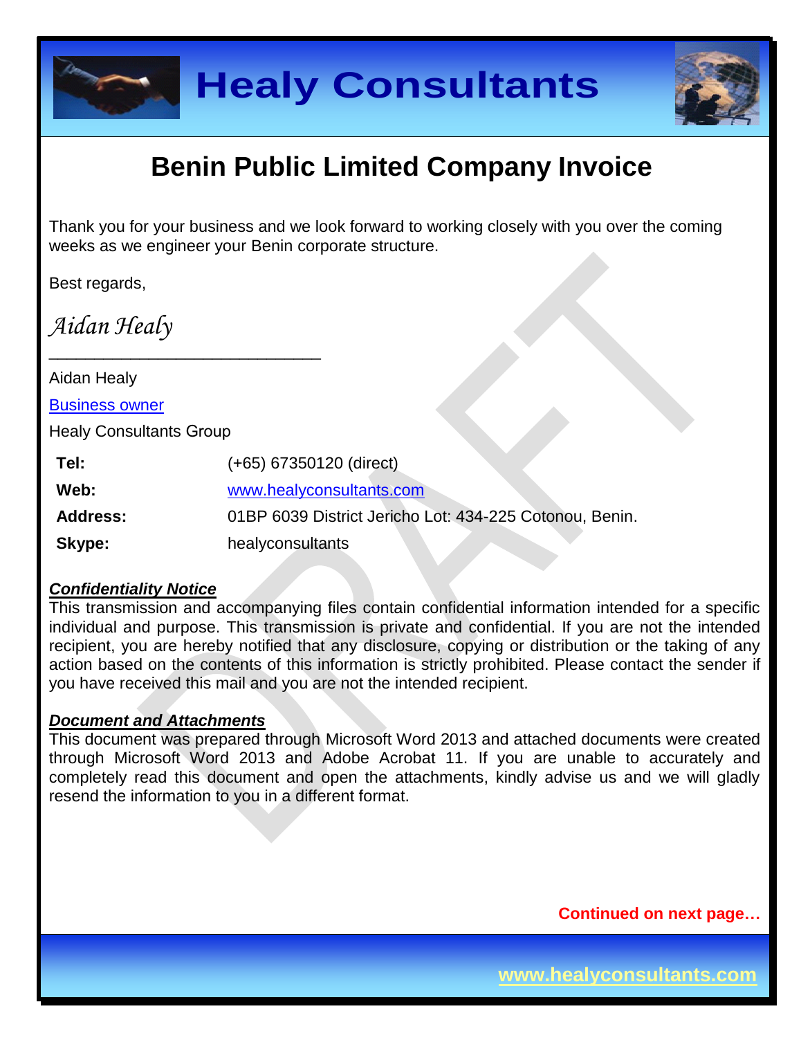# Benin Public Limited Company Invoice

Thank you for your business and we look forward to working closely with you over the coming weeks as we engineer your Benin corporate structure.

Best regards,

*Aidan Healy*

______________________________

Aidan Healy

Business owner

Healy Consultants Group

| | |
|---|---|
| **Tel:** | (+65) 67350120 (direct) |
| **Web:** | www.healyconsultants.com |
| **Address:** | 01BP 6039 District Jericho Lot: 434-225 Cotonou, Benin. |
| **Skype:** | healyconsultants |

***Confidentiality Notice***

This transmission and accompanying files contain confidential information intended for a specific individual and purpose. This transmission is private and confidential. If you are not the intended recipient, you are hereby notified that any disclosure, copying or distribution or the taking of any action based on the contents of this information is strictly prohibited. Please contact the sender if you have received this mail and you are not the intended recipient.

***Document and Attachments***

This document was prepared through Microsoft Word 2013 and attached documents were created through Microsoft Word 2013 and Adobe Acrobat 11. If you are unable to accurately and completely read this document and open the attachments, kindly advise us and we will gladly resend the information to you in a different format.

**Continued on next page…**